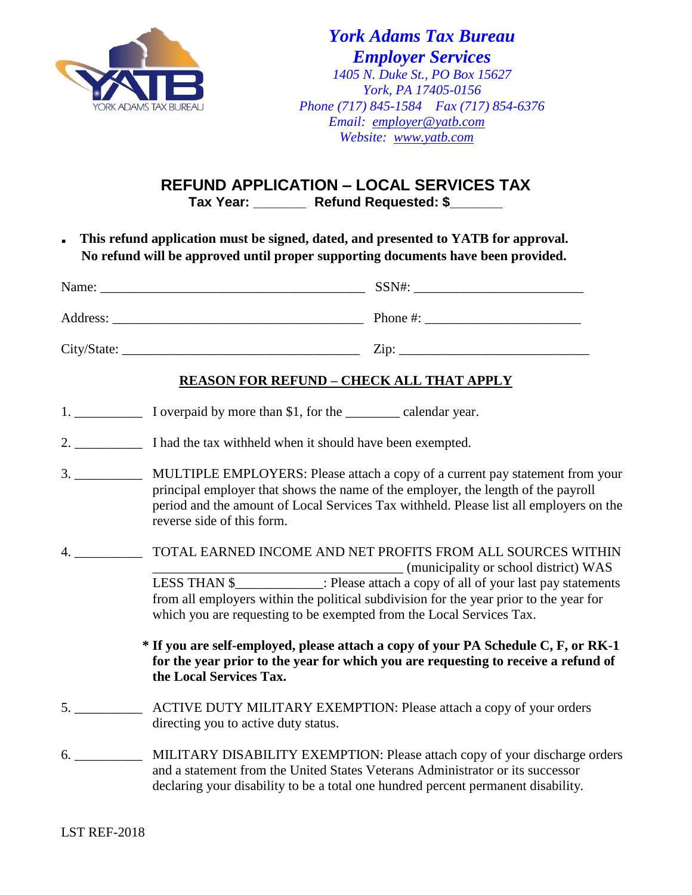**York Adams Tax Bureau**
**Employer Services**
*1405 N. Duke St., PO Box 15627*
*York, PA 17405-0156*
*Phone (717) 845-1584 Fax (717) 854-6376*
*Email: employer@yatb.com*
*Website: www.yatb.com*

# REFUND APPLICATION – LOCAL SERVICES TAX

**Tax Year: _______ Refund Requested: $_______**

- **This refund application must be signed, dated, and presented to YATB for approval. No refund will be approved until proper supporting documents have been provided.**

Name: ________________________________________ SSN#: _________________________

Address: ______________________________________ Phone #: _______________________

City/State: ____________________________________ Zip: ____________________________

## REASON FOR REFUND – CHECK ALL THAT APPLY

1. __________ I overpaid by more than $1, for the ________ calendar year.

2. __________ I had the tax withheld when it should have been exempted.

3. __________ MULTIPLE EMPLOYERS: Please attach a copy of a current pay statement from your principal employer that shows the name of the employer, the length of the payroll period and the amount of Local Services Tax withheld. Please list all employers on the reverse side of this form.

4. __________ TOTAL EARNED INCOME AND NET PROFITS FROM ALL SOURCES WITHIN ______________________________________ (municipality or school district) WAS LESS THAN $_____________: Please attach a copy of all of your last pay statements from all employers within the political subdivision for the year prior to the year for which you are requesting to be exempted from the Local Services Tax.

   **\* If you are self-employed, please attach a copy of your PA Schedule C, F, or RK-1 for the year prior to the year for which you are requesting to receive a refund of the Local Services Tax.**

5. __________ ACTIVE DUTY MILITARY EXEMPTION: Please attach a copy of your orders directing you to active duty status.

6. __________ MILITARY DISABILITY EXEMPTION: Please attach copy of your discharge orders and a statement from the United States Veterans Administrator or its successor declaring your disability to be a total one hundred percent permanent disability.

LST REF-2018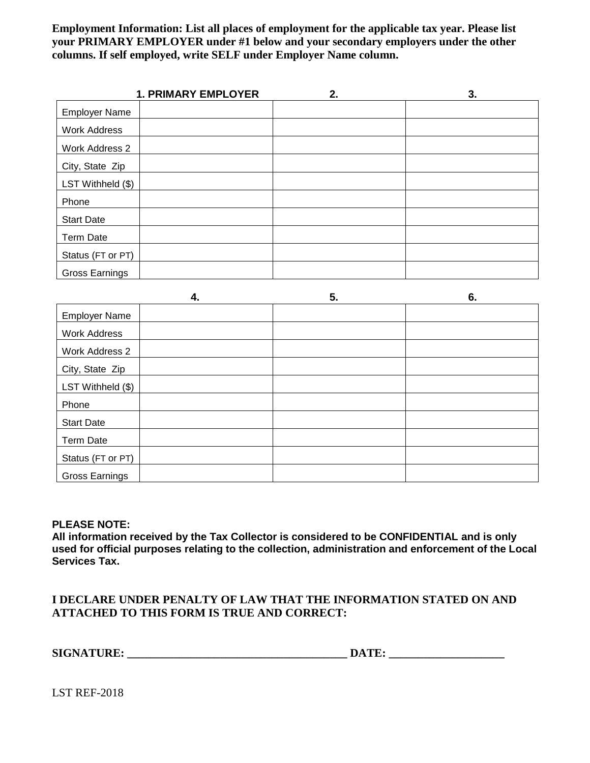**Employment Information: List all places of employment for the applicable tax year. Please list your PRIMARY EMPLOYER under #1 below and your secondary employers under the other columns. If self employed, write SELF under Employer Name column.**

| | 1. PRIMARY EMPLOYER | 2. | 3. |
|---|---|---|---|
| Employer Name | | | |
| Work Address | | | |
| Work Address 2 | | | |
| City, State Zip | | | |
| LST Withheld ($) | | | |
| Phone | | | |
| Start Date | | | |
| Term Date | | | |
| Status (FT or PT) | | | |
| Gross Earnings | | | |

| | 4. | 5. | 6. |
|---|---|---|---|
| Employer Name | | | |
| Work Address | | | |
| Work Address 2 | | | |
| City, State Zip | | | |
| LST Withheld ($) | | | |
| Phone | | | |
| Start Date | | | |
| Term Date | | | |
| Status (FT or PT) | | | |
| Gross Earnings | | | |

**PLEASE NOTE:**
**All information received by the Tax Collector is considered to be CONFIDENTIAL and is only used for official purposes relating to the collection, administration and enforcement of the Local Services Tax.**

**I DECLARE UNDER PENALTY OF LAW THAT THE INFORMATION STATED ON AND ATTACHED TO THIS FORM IS TRUE AND CORRECT:**

**SIGNATURE: ______________________________________ DATE: ___________________**

LST REF-2018